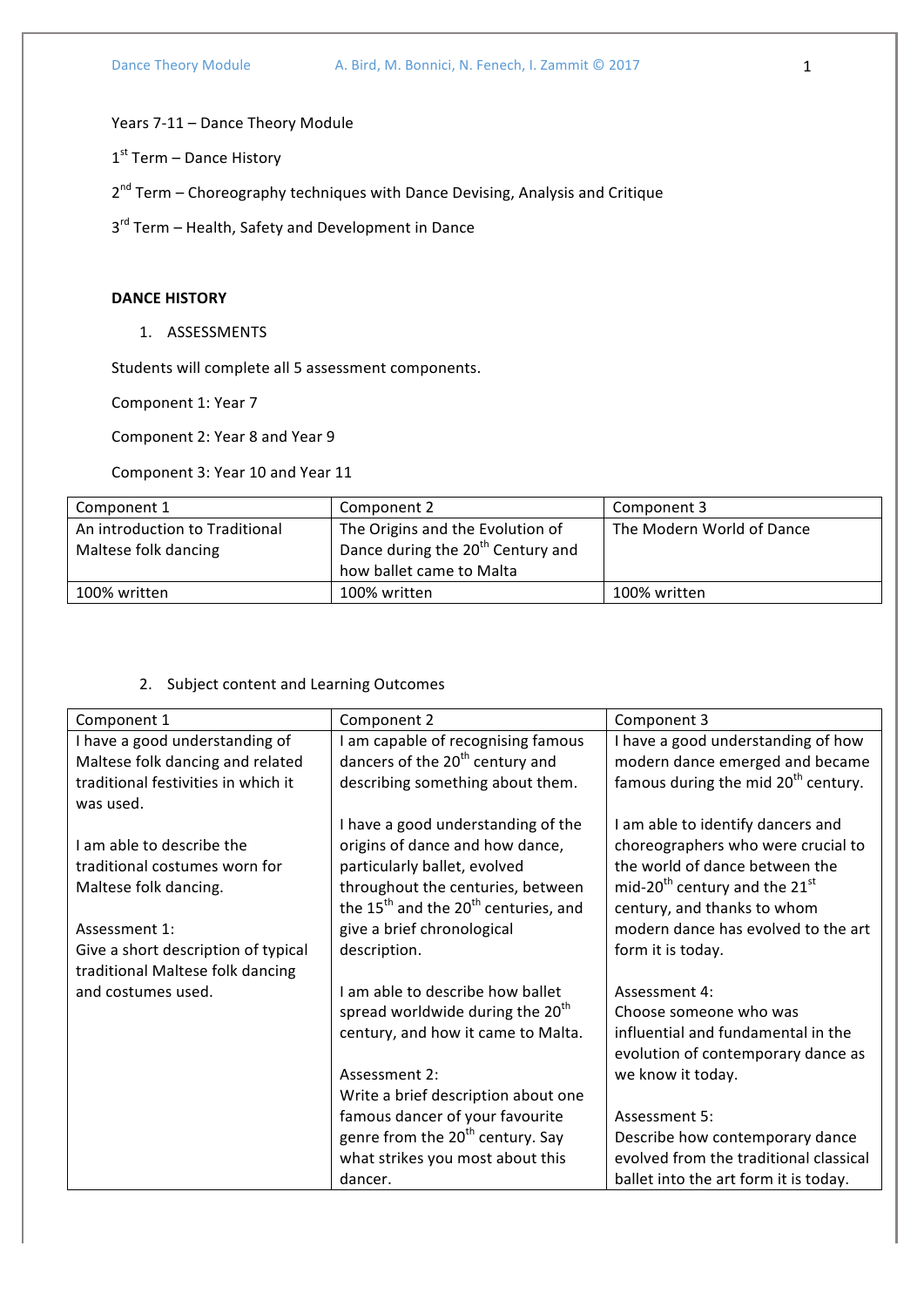Years 7-11 – Dance Theory Module

1st Term – Dance History

2nd Term – Choreography techniques with Dance Devising, Analysis and Critique

3rd Term – Health, Safety and Development in Dance

## DANCE HISTORY

1. ASSESSMENTS

Students will complete all 5 assessment components.

Component 1: Year 7

Component 2: Year 8 and Year 9

Component 3: Year 10 and Year 11

| Component 1 | Component 2 | Component 3 |
|---|---|---|
| An introduction to Traditional Maltese folk dancing | The Origins and the Evolution of Dance during the 20th Century and how ballet came to Malta | The Modern World of Dance |
| 100% written | 100% written | 100% written |

2. Subject content and Learning Outcomes

| Component 1 | Component 2 | Component 3 |
|---|---|---|
| I have a good understanding of Maltese folk dancing and related traditional festivities in which it was used.<br><br>I am able to describe the traditional costumes worn for Maltese folk dancing.<br><br>Assessment 1:<br>Give a short description of typical traditional Maltese folk dancing and costumes used. | I am capable of recognising famous dancers of the 20th century and describing something about them.<br><br>I have a good understanding of the origins of dance and how dance, particularly ballet, evolved throughout the centuries, between the 15th and the 20th centuries, and give a brief chronological description.<br><br>I am able to describe how ballet spread worldwide during the 20th century, and how it came to Malta.<br><br>Assessment 2:<br>Write a brief description about one famous dancer of your favourite genre from the 20th century. Say what strikes you most about this dancer. | I have a good understanding of how modern dance emerged and became famous during the mid 20th century.<br><br>I am able to identify dancers and choreographers who were crucial to the world of dance between the mid-20th century and the 21st century, and thanks to whom modern dance has evolved to the art form it is today.<br><br>Assessment 4:<br>Choose someone who was influential and fundamental in the evolution of contemporary dance as we know it today.<br><br>Assessment 5:<br>Describe how contemporary dance evolved from the traditional classical ballet into the art form it is today. |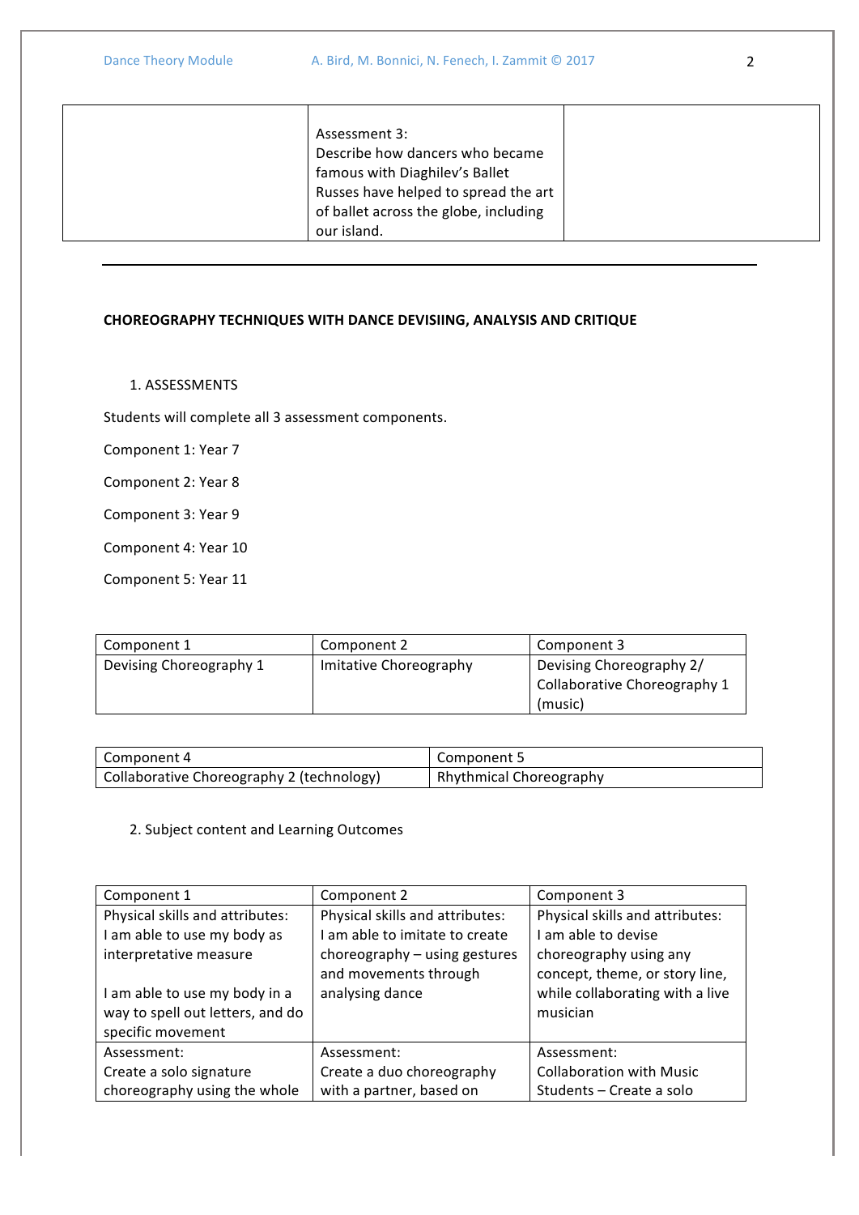| | Assessment 3:<br>Describe how dancers who became famous with Diaghilev's Ballet Russes have helped to spread the art of ballet across the globe, including our island. | |
|---|---|---|

---

**CHOREOGRAPHY TECHNIQUES WITH DANCE DEVISIING, ANALYSIS AND CRITIQUE**

1. ASSESSMENTS

Students will complete all 3 assessment components.

Component 1: Year 7

Component 2: Year 8

Component 3: Year 9

Component 4: Year 10

Component 5: Year 11

| Component 1 | Component 2 | Component 3 |
|---|---|---|
| Devising Choreography 1 | Imitative Choreography | Devising Choreography 2/ Collaborative Choreography 1 (music) |

| Component 4 | Component 5 |
|---|---|
| Collaborative Choreography 2 (technology) | Rhythmical Choreography |

2. Subject content and Learning Outcomes

| Component 1 | Component 2 | Component 3 |
|---|---|---|
| Physical skills and attributes:<br>I am able to use my body as interpretative measure<br><br>I am able to use my body in a way to spell out letters, and do specific movement | Physical skills and attributes:<br>I am able to imitate to create choreography – using gestures and movements through analysing dance | Physical skills and attributes:<br>I am able to devise choreography using any concept, theme, or story line, while collaborating with a live musician |
| Assessment:<br>Create a solo signature choreography using the whole | Assessment:<br>Create a duo choreography with a partner, based on | Assessment:<br>Collaboration with Music Students – Create a solo |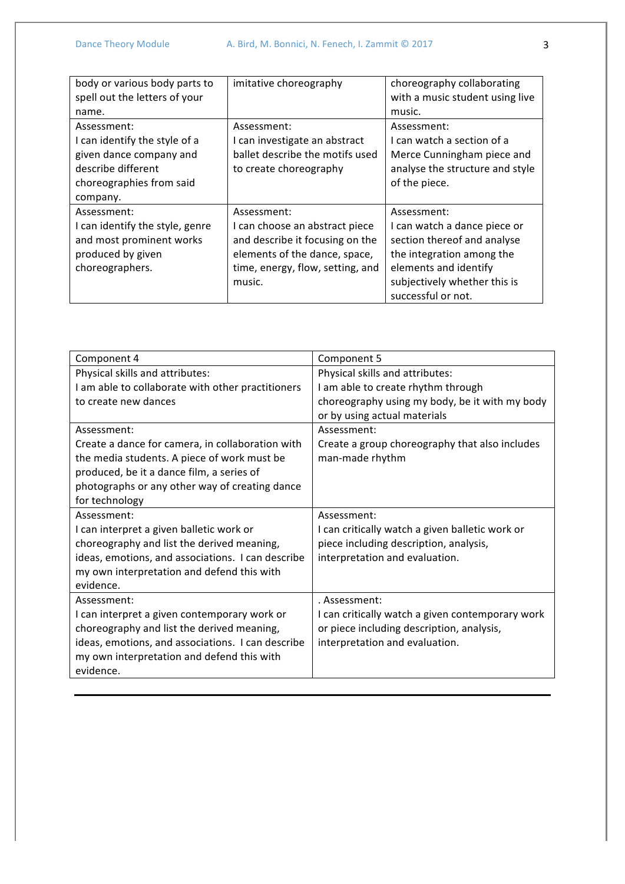| | | |
|---|---|---|
| body or various body parts to spell out the letters of your name. | imitative choreography | choreography collaborating with a music student using live music. |
| Assessment: I can identify the style of a given dance company and describe different choreographies from said company. | Assessment: I can investigate an abstract ballet describe the motifs used to create choreography | Assessment: I can watch a section of a Merce Cunningham piece and analyse the structure and style of the piece. |
| Assessment: I can identify the style, genre and most prominent works produced by given choreographers. | Assessment: I can choose an abstract piece and describe it focusing on the elements of the dance, space, time, energy, flow, setting, and music. | Assessment: I can watch a dance piece or section thereof and analyse the integration among the elements and identify subjectively whether this is successful or not. |

| Component 4 | Component 5 |
|---|---|
| Physical skills and attributes: I am able to collaborate with other practitioners to create new dances | Physical skills and attributes: I am able to create rhythm through choreography using my body, be it with my body or by using actual materials |
| Assessment: Create a dance for camera, in collaboration with the media students. A piece of work must be produced, be it a dance film, a series of photographs or any other way of creating dance for technology | Assessment: Create a group choreography that also includes man-made rhythm |
| Assessment: I can interpret a given balletic work or choreography and list the derived meaning, ideas, emotions, and associations. I can describe my own interpretation and defend this with evidence. | Assessment: I can critically watch a given balletic work or piece including description, analysis, interpretation and evaluation. |
| Assessment: I can interpret a given contemporary work or choreography and list the derived meaning, ideas, emotions, and associations. I can describe my own interpretation and defend this with evidence. | . Assessment: I can critically watch a given contemporary work or piece including description, analysis, interpretation and evaluation. |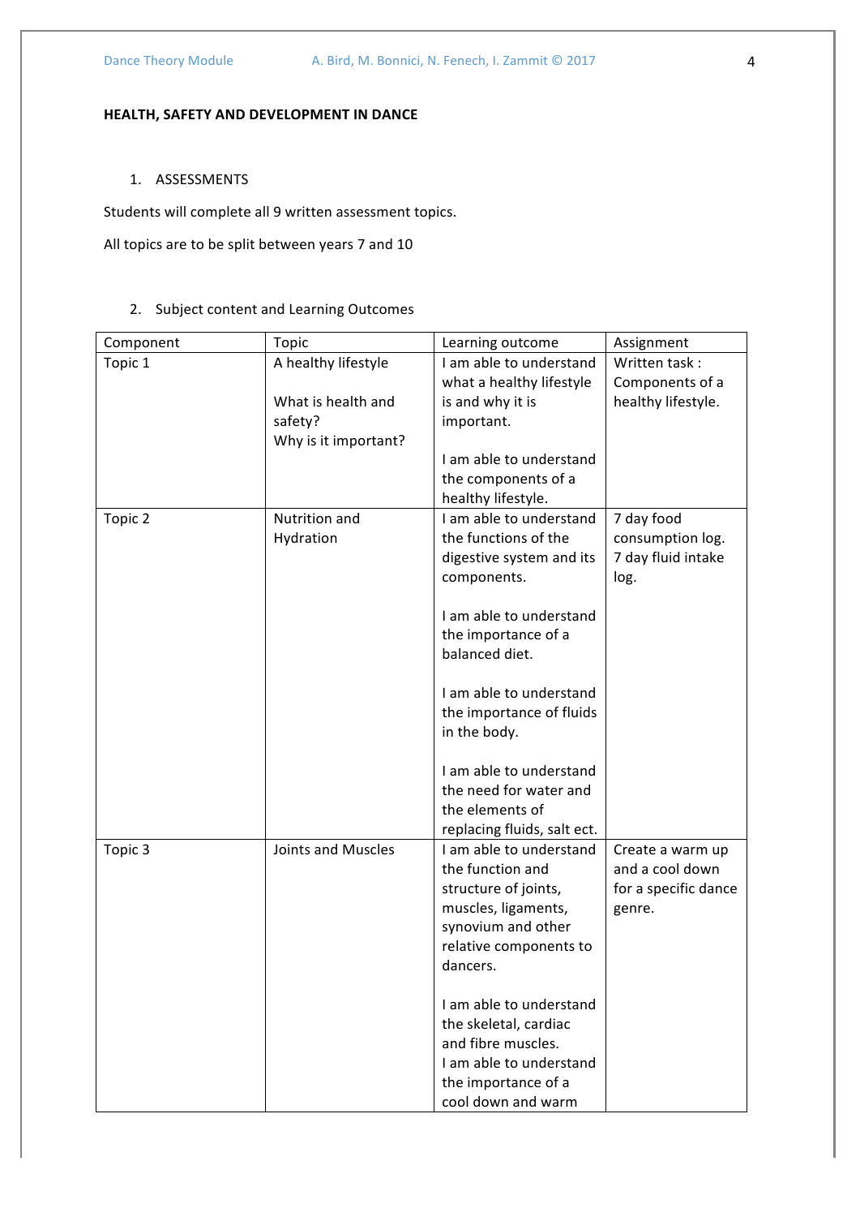**HEALTH, SAFETY AND DEVELOPMENT IN DANCE**

1. ASSESSMENTS

Students will complete all 9 written assessment topics.

All topics are to be split between years 7 and 10

2. Subject content and Learning Outcomes

| Component | Topic | Learning outcome | Assignment |
|---|---|---|---|
| Topic 1 | A healthy lifestyle<br><br>What is health and safety?<br>Why is it important? | I am able to understand what a healthy lifestyle is and why it is important.<br><br>I am able to understand the components of a healthy lifestyle. | Written task : Components of a healthy lifestyle. |
| Topic 2 | Nutrition and Hydration | I am able to understand the functions of the digestive system and its components.<br><br>I am able to understand the importance of a balanced diet.<br><br>I am able to understand the importance of fluids in the body.<br><br>I am able to understand the need for water and the elements of replacing fluids, salt ect. | 7 day food consumption log.<br>7 day fluid intake log. |
| Topic 3 | Joints and Muscles | I am able to understand the function and structure of joints, muscles, ligaments, synovium and other relative components to dancers.<br><br>I am able to understand the skeletal, cardiac and fibre muscles.<br>I am able to understand the importance of a cool down and warm | Create a warm up and a cool down for a specific dance genre. |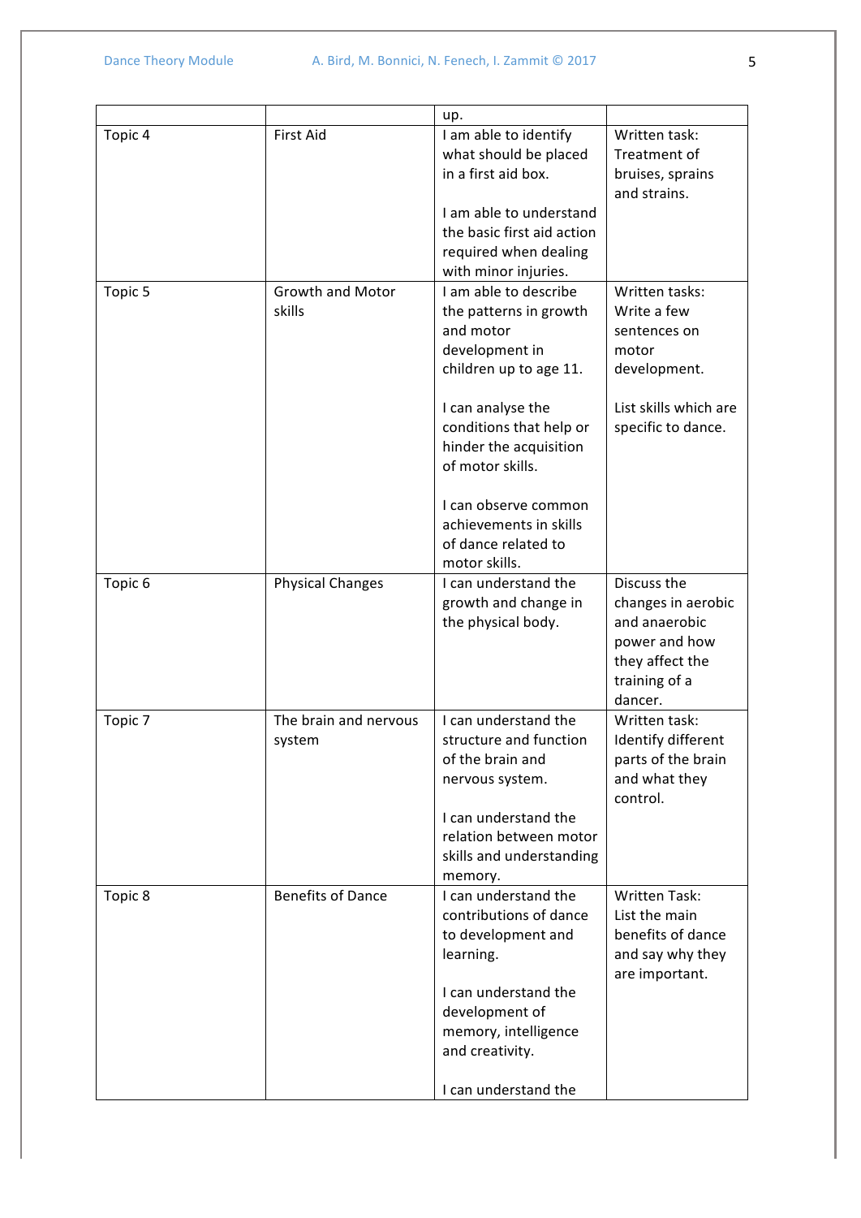| | | | |
|---|---|---|---|
| | | up. | |
| Topic 4 | First Aid | I am able to identify what should be placed in a first aid box.<br><br>I am able to understand the basic first aid action required when dealing with minor injuries. | Written task: Treatment of bruises, sprains and strains. |
| Topic 5 | Growth and Motor skills | I am able to describe the patterns in growth and motor development in children up to age 11.<br><br>I can analyse the conditions that help or hinder the acquisition of motor skills.<br><br>I can observe common achievements in skills of dance related to motor skills. | Written tasks: Write a few sentences on motor development.<br><br>List skills which are specific to dance. |
| Topic 6 | Physical Changes | I can understand the growth and change in the physical body. | Discuss the changes in aerobic and anaerobic power and how they affect the training of a dancer. |
| Topic 7 | The brain and nervous system | I can understand the structure and function of the brain and nervous system.<br><br>I can understand the relation between motor skills and understanding memory. | Written task: Identify different parts of the brain and what they control. |
| Topic 8 | Benefits of Dance | I can understand the contributions of dance to development and learning.<br><br>I can understand the development of memory, intelligence and creativity.<br><br>I can understand the | Written Task: List the main benefits of dance and say why they are important. |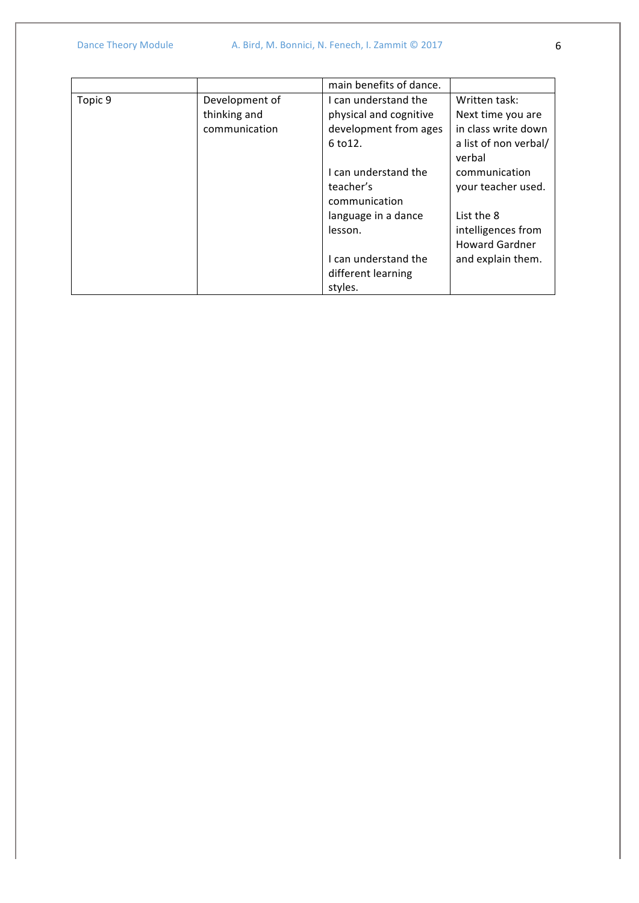| | | | |
|---|---|---|---|
| | | main benefits of dance. | |
| Topic 9 | Development of thinking and communication | I can understand the physical and cognitive development from ages 6 to12.<br><br>I can understand the teacher's communication language in a dance lesson.<br><br>I can understand the different learning styles. | Written task: Next time you are in class write down a list of non verbal/ verbal communication your teacher used.<br><br>List the 8 intelligences from Howard Gardner and explain them. |